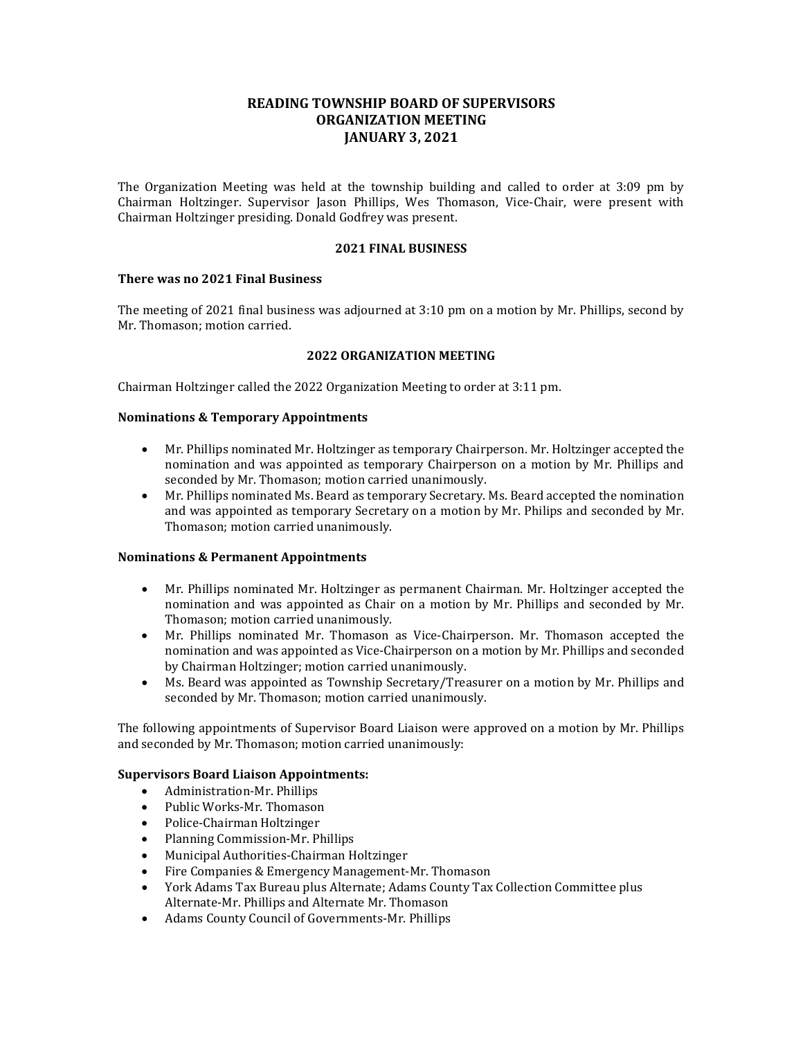# READING TOWNSHIP BOARD OF SUPERVISORS
# ORGANIZATION MEETING
# JANUARY 3, 2021

The Organization Meeting was held at the township building and called to order at 3:09 pm by Chairman Holtzinger. Supervisor Jason Phillips, Wes Thomason, Vice-Chair, were present with Chairman Holtzinger presiding. Donald Godfrey was present.

## 2021 FINAL BUSINESS

**There was no 2021 Final Business**

The meeting of 2021 final business was adjourned at 3:10 pm on a motion by Mr. Phillips, second by Mr. Thomason; motion carried.

## 2022 ORGANIZATION MEETING

Chairman Holtzinger called the 2022 Organization Meeting to order at 3:11 pm.

**Nominations & Temporary Appointments**

- Mr. Phillips nominated Mr. Holtzinger as temporary Chairperson. Mr. Holtzinger accepted the nomination and was appointed as temporary Chairperson on a motion by Mr. Phillips and seconded by Mr. Thomason; motion carried unanimously.
- Mr. Phillips nominated Ms. Beard as temporary Secretary. Ms. Beard accepted the nomination and was appointed as temporary Secretary on a motion by Mr. Philips and seconded by Mr. Thomason; motion carried unanimously.

**Nominations & Permanent Appointments**

- Mr. Phillips nominated Mr. Holtzinger as permanent Chairman. Mr. Holtzinger accepted the nomination and was appointed as Chair on a motion by Mr. Phillips and seconded by Mr. Thomason; motion carried unanimously.
- Mr. Phillips nominated Mr. Thomason as Vice-Chairperson. Mr. Thomason accepted the nomination and was appointed as Vice-Chairperson on a motion by Mr. Phillips and seconded by Chairman Holtzinger; motion carried unanimously.
- Ms. Beard was appointed as Township Secretary/Treasurer on a motion by Mr. Phillips and seconded by Mr. Thomason; motion carried unanimously.

The following appointments of Supervisor Board Liaison were approved on a motion by Mr. Phillips and seconded by Mr. Thomason; motion carried unanimously:

**Supervisors Board Liaison Appointments:**

- Administration-Mr. Phillips
- Public Works-Mr. Thomason
- Police-Chairman Holtzinger
- Planning Commission-Mr. Phillips
- Municipal Authorities-Chairman Holtzinger
- Fire Companies & Emergency Management-Mr. Thomason
- York Adams Tax Bureau plus Alternate; Adams County Tax Collection Committee plus Alternate-Mr. Phillips and Alternate Mr. Thomason
- Adams County Council of Governments-Mr. Phillips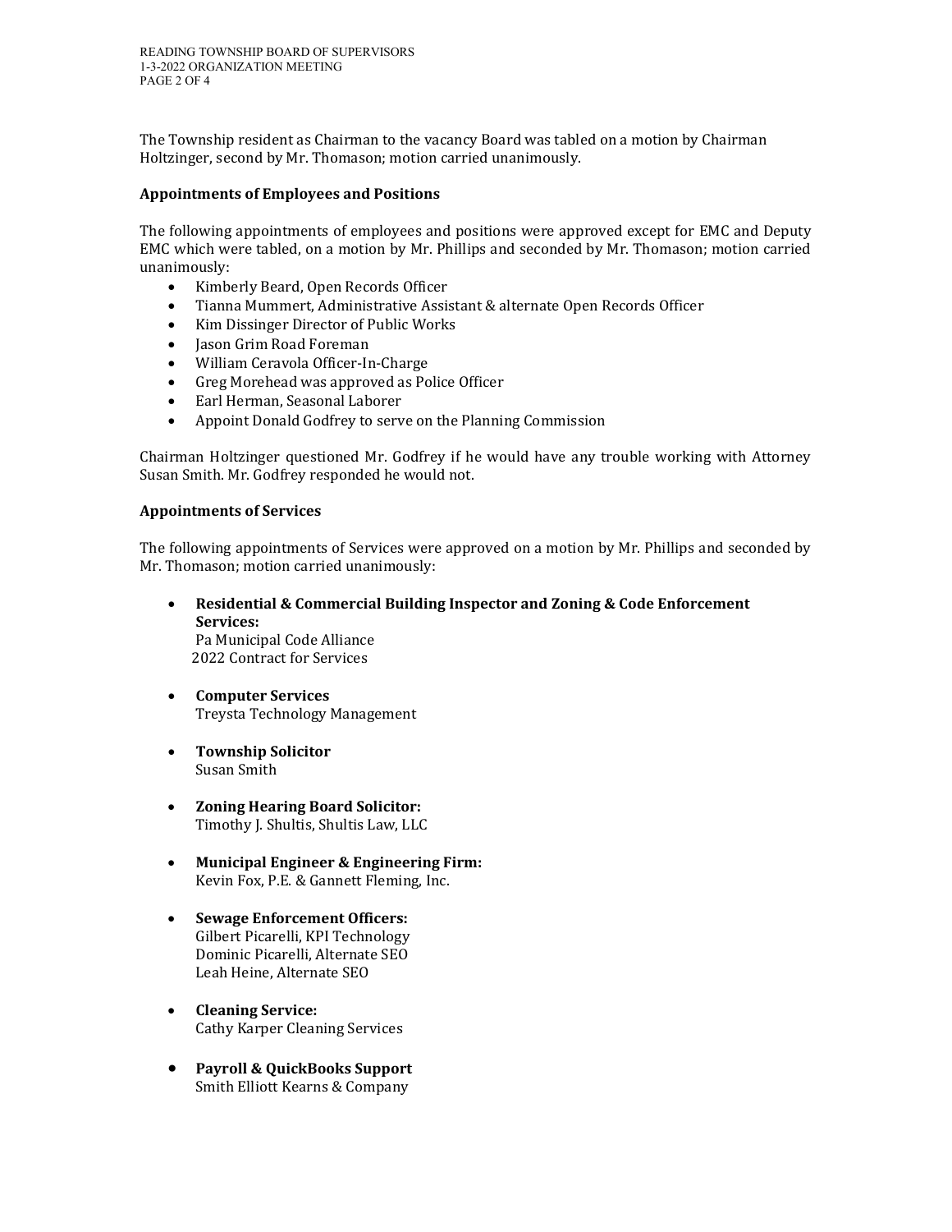The Township resident as Chairman to the vacancy Board was tabled on a motion by Chairman Holtzinger, second by Mr. Thomason; motion carried unanimously.

**Appointments of Employees and Positions**

The following appointments of employees and positions were approved except for EMC and Deputy EMC which were tabled, on a motion by Mr. Phillips and seconded by Mr. Thomason; motion carried unanimously:

- Kimberly Beard, Open Records Officer
- Tianna Mummert, Administrative Assistant & alternate Open Records Officer
- Kim Dissinger Director of Public Works
- Jason Grim Road Foreman
- William Ceravola Officer-In-Charge
- Greg Morehead was approved as Police Officer
- Earl Herman, Seasonal Laborer
- Appoint Donald Godfrey to serve on the Planning Commission

Chairman Holtzinger questioned Mr. Godfrey if he would have any trouble working with Attorney Susan Smith. Mr. Godfrey responded he would not.

**Appointments of Services**

The following appointments of Services were approved on a motion by Mr. Phillips and seconded by Mr. Thomason; motion carried unanimously:

- **Residential & Commercial Building Inspector and Zoning & Code Enforcement Services:**
  Pa Municipal Code Alliance
  2022 Contract for Services
- **Computer Services**
  Treysta Technology Management
- **Township Solicitor**
  Susan Smith
- **Zoning Hearing Board Solicitor:**
  Timothy J. Shultis, Shultis Law, LLC
- **Municipal Engineer & Engineering Firm:**
  Kevin Fox, P.E. & Gannett Fleming, Inc.
- **Sewage Enforcement Officers:**
  Gilbert Picarelli, KPI Technology
  Dominic Picarelli, Alternate SEO
  Leah Heine, Alternate SEO
- **Cleaning Service:**
  Cathy Karper Cleaning Services
- **Payroll & QuickBooks Support**
  Smith Elliott Kearns & Company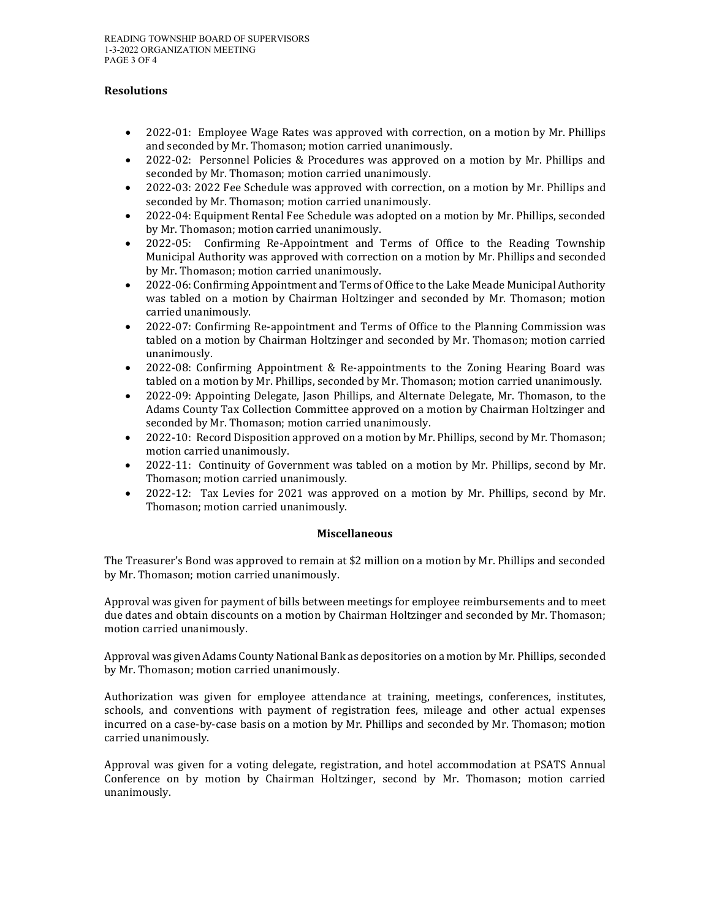### Resolutions

- 2022-01: Employee Wage Rates was approved with correction, on a motion by Mr. Phillips and seconded by Mr. Thomason; motion carried unanimously.
- 2022-02: Personnel Policies & Procedures was approved on a motion by Mr. Phillips and seconded by Mr. Thomason; motion carried unanimously.
- 2022-03: 2022 Fee Schedule was approved with correction, on a motion by Mr. Phillips and seconded by Mr. Thomason; motion carried unanimously.
- 2022-04: Equipment Rental Fee Schedule was adopted on a motion by Mr. Phillips, seconded by Mr. Thomason; motion carried unanimously.
- 2022-05: Confirming Re-Appointment and Terms of Office to the Reading Township Municipal Authority was approved with correction on a motion by Mr. Phillips and seconded by Mr. Thomason; motion carried unanimously.
- 2022-06: Confirming Appointment and Terms of Office to the Lake Meade Municipal Authority was tabled on a motion by Chairman Holtzinger and seconded by Mr. Thomason; motion carried unanimously.
- 2022-07: Confirming Re-appointment and Terms of Office to the Planning Commission was tabled on a motion by Chairman Holtzinger and seconded by Mr. Thomason; motion carried unanimously.
- 2022-08: Confirming Appointment & Re-appointments to the Zoning Hearing Board was tabled on a motion by Mr. Phillips, seconded by Mr. Thomason; motion carried unanimously.
- 2022-09: Appointing Delegate, Jason Phillips, and Alternate Delegate, Mr. Thomason, to the Adams County Tax Collection Committee approved on a motion by Chairman Holtzinger and seconded by Mr. Thomason; motion carried unanimously.
- 2022-10: Record Disposition approved on a motion by Mr. Phillips, second by Mr. Thomason; motion carried unanimously.
- 2022-11: Continuity of Government was tabled on a motion by Mr. Phillips, second by Mr. Thomason; motion carried unanimously.
- 2022-12: Tax Levies for 2021 was approved on a motion by Mr. Phillips, second by Mr. Thomason; motion carried unanimously.

### Miscellaneous

The Treasurer's Bond was approved to remain at $2 million on a motion by Mr. Phillips and seconded by Mr. Thomason; motion carried unanimously.

Approval was given for payment of bills between meetings for employee reimbursements and to meet due dates and obtain discounts on a motion by Chairman Holtzinger and seconded by Mr. Thomason; motion carried unanimously.

Approval was given Adams County National Bank as depositories on a motion by Mr. Phillips, seconded by Mr. Thomason; motion carried unanimously.

Authorization was given for employee attendance at training, meetings, conferences, institutes, schools, and conventions with payment of registration fees, mileage and other actual expenses incurred on a case-by-case basis on a motion by Mr. Phillips and seconded by Mr. Thomason; motion carried unanimously.

Approval was given for a voting delegate, registration, and hotel accommodation at PSATS Annual Conference on by motion by Chairman Holtzinger, second by Mr. Thomason; motion carried unanimously.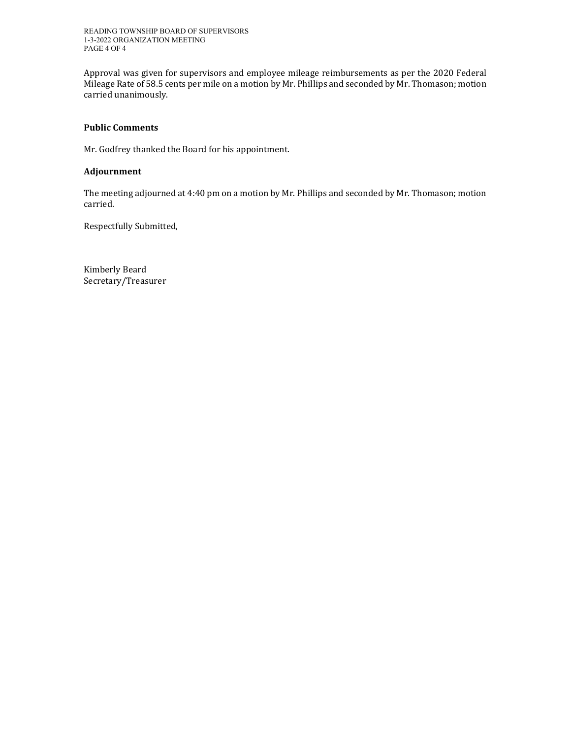Approval was given for supervisors and employee mileage reimbursements as per the 2020 Federal Mileage Rate of 58.5 cents per mile on a motion by Mr. Phillips and seconded by Mr. Thomason; motion carried unanimously.

**Public Comments**

Mr. Godfrey thanked the Board for his appointment.

**Adjournment**

The meeting adjourned at 4:40 pm on a motion by Mr. Phillips and seconded by Mr. Thomason; motion carried.

Respectfully Submitted,

Kimberly Beard  
Secretary/Treasurer